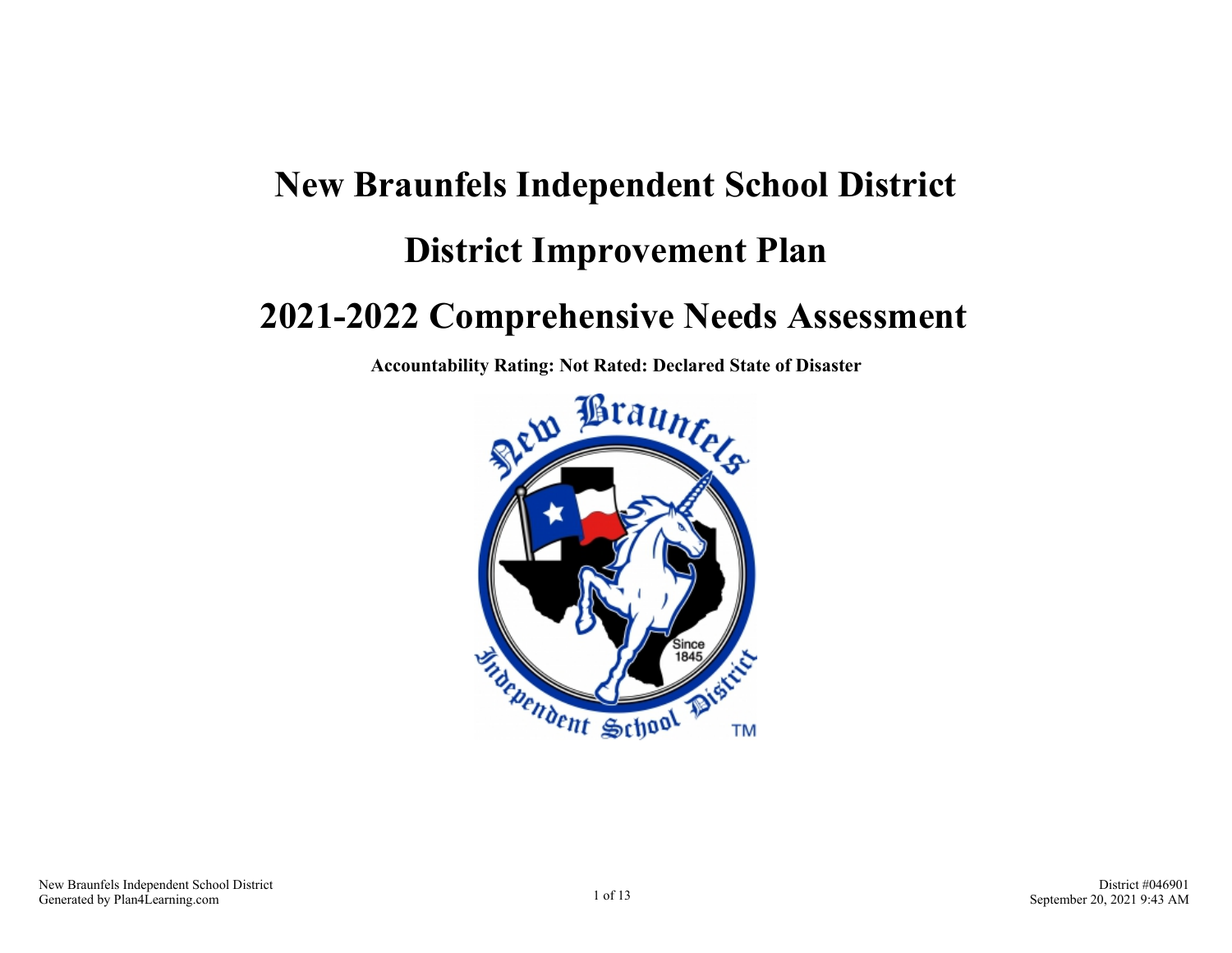# New Braunfels Independent School District

# District Improvement Plan

# 2021-2022 Comprehensive Needs Assessment

**Accountability Rating: Not Rated: Declared State of Disaster**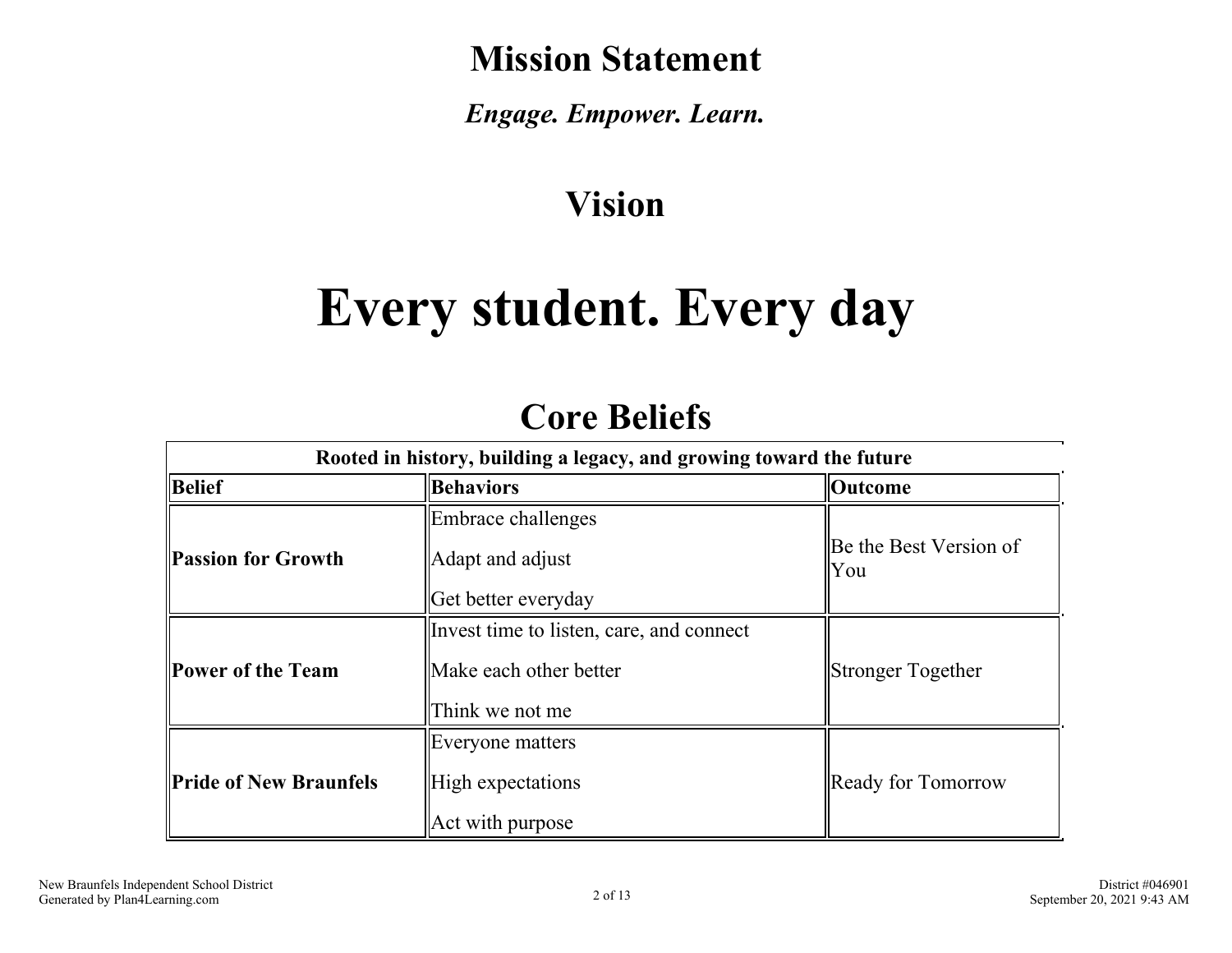# Mission Statement

***Engage. Empower. Learn.***

# Vision

# Every student. Every day

# Core Beliefs

| Rooted in history, building a legacy, and growing toward the future | | |
|---|---|---|
| **Belief** | **Behaviors** | **Outcome** |
| **Passion for Growth** | Embrace challenges<br><br>Adapt and adjust<br><br>Get better everyday | Be the Best Version of You |
| **Power of the Team** | Invest time to listen, care, and connect<br><br>Make each other better<br><br>Think we not me | Stronger Together |
| **Pride of New Braunfels** | Everyone matters<br><br>High expectations<br><br>Act with purpose | Ready for Tomorrow |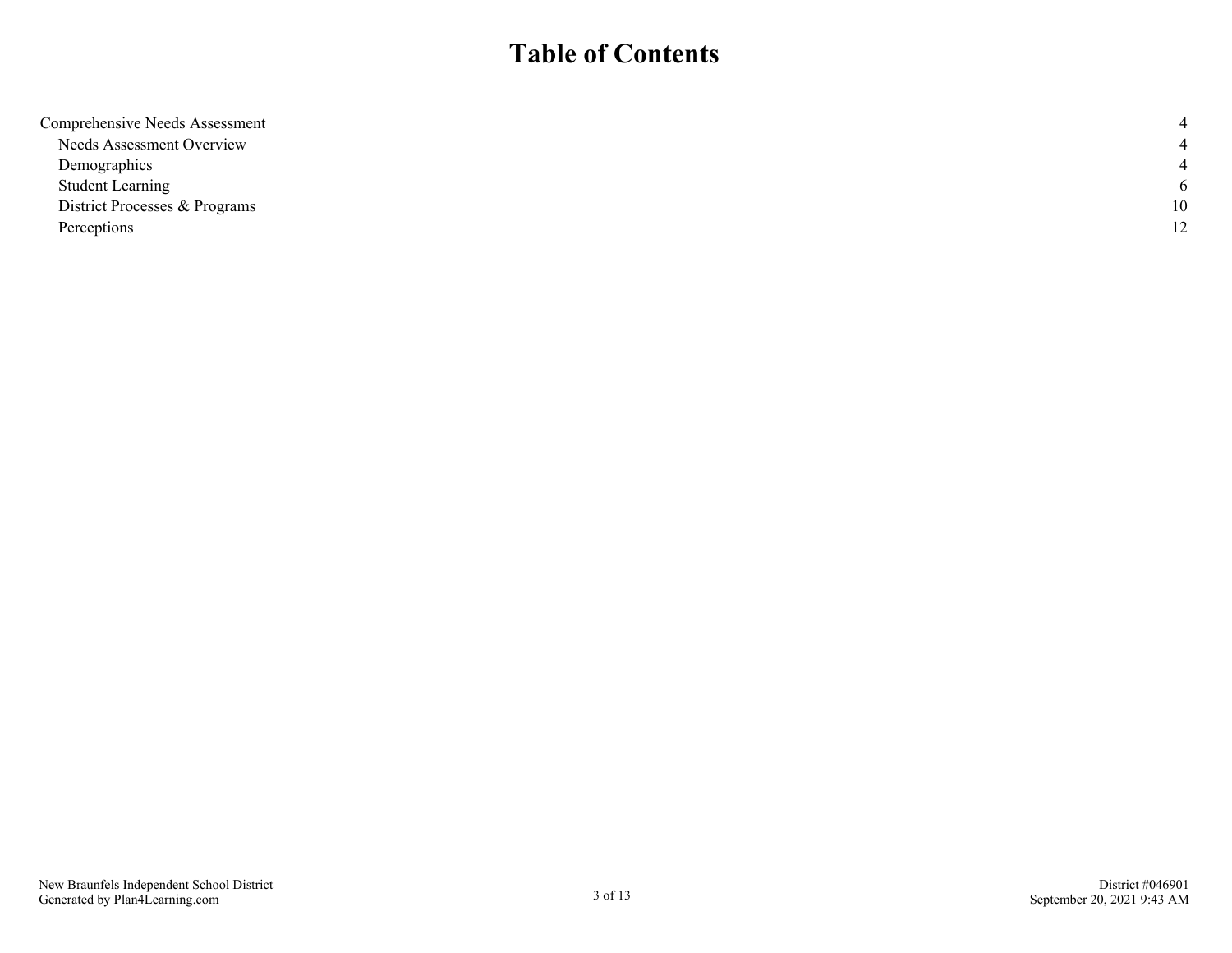# Table of Contents

| | |
|---|---|
| Comprehensive Needs Assessment | 4 |
| Needs Assessment Overview | 4 |
| Demographics | 4 |
| Student Learning | 6 |
| District Processes & Programs | 10 |
| Perceptions | 12 |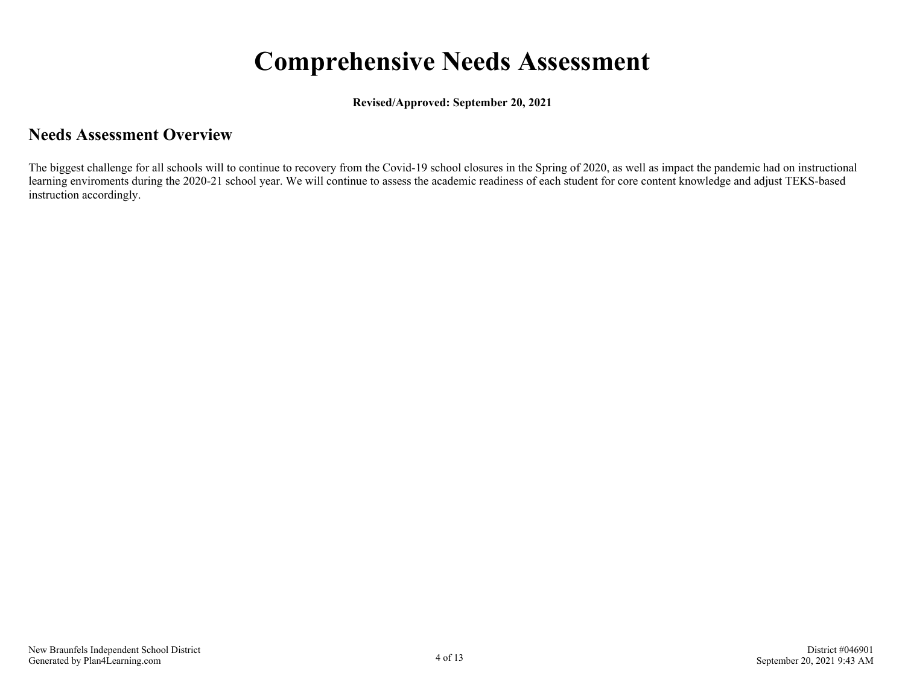# Comprehensive Needs Assessment

**Revised/Approved: September 20, 2021**

## Needs Assessment Overview

The biggest challenge for all schools will to continue to recovery from the Covid-19 school closures in the Spring of 2020, as well as impact the pandemic had on instructional learning enviroments during the 2020-21 school year. We will continue to assess the academic readiness of each student for core content knowledge and adjust TEKS-based instruction accordingly.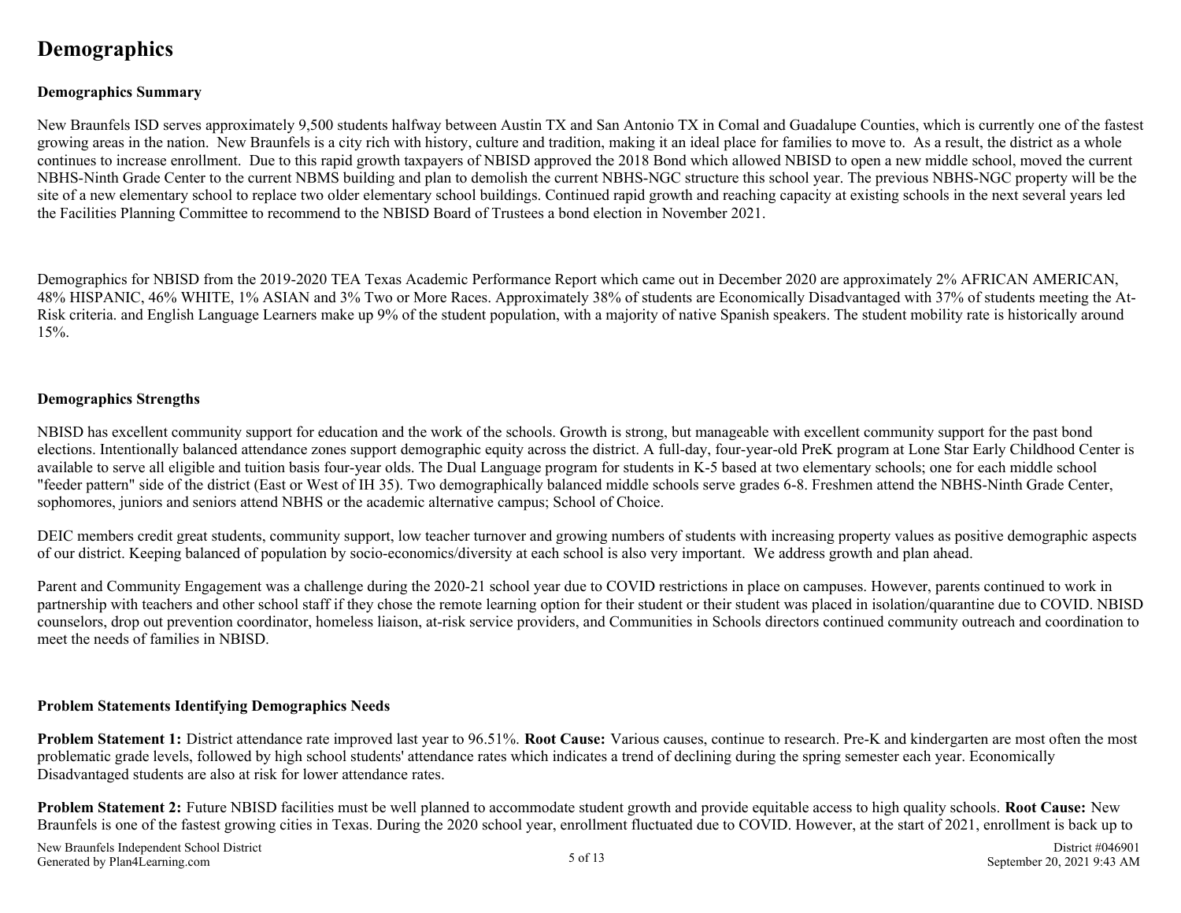# Demographics

### Demographics Summary

New Braunfels ISD serves approximately 9,500 students halfway between Austin TX and San Antonio TX in Comal and Guadalupe Counties, which is currently one of the fastest growing areas in the nation. New Braunfels is a city rich with history, culture and tradition, making it an ideal place for families to move to. As a result, the district as a whole continues to increase enrollment. Due to this rapid growth taxpayers of NBISD approved the 2018 Bond which allowed NBISD to open a new middle school, moved the current NBHS-Ninth Grade Center to the current NBMS building and plan to demolish the current NBHS-NGC structure this school year. The previous NBHS-NGC property will be the site of a new elementary school to replace two older elementary school buildings. Continued rapid growth and reaching capacity at existing schools in the next several years led the Facilities Planning Committee to recommend to the NBISD Board of Trustees a bond election in November 2021.

Demographics for NBISD from the 2019-2020 TEA Texas Academic Performance Report which came out in December 2020 are approximately 2% AFRICAN AMERICAN, 48% HISPANIC, 46% WHITE, 1% ASIAN and 3% Two or More Races. Approximately 38% of students are Economically Disadvantaged with 37% of students meeting the At-Risk criteria. and English Language Learners make up 9% of the student population, with a majority of native Spanish speakers. The student mobility rate is historically around 15%.

### Demographics Strengths

NBISD has excellent community support for education and the work of the schools. Growth is strong, but manageable with excellent community support for the past bond elections. Intentionally balanced attendance zones support demographic equity across the district. A full-day, four-year-old PreK program at Lone Star Early Childhood Center is available to serve all eligible and tuition basis four-year olds. The Dual Language program for students in K-5 based at two elementary schools; one for each middle school "feeder pattern" side of the district (East or West of IH 35). Two demographically balanced middle schools serve grades 6-8. Freshmen attend the NBHS-Ninth Grade Center, sophomores, juniors and seniors attend NBHS or the academic alternative campus; School of Choice.

DEIC members credit great students, community support, low teacher turnover and growing numbers of students with increasing property values as positive demographic aspects of our district. Keeping balanced of population by socio-economics/diversity at each school is also very important. We address growth and plan ahead.

Parent and Community Engagement was a challenge during the 2020-21 school year due to COVID restrictions in place on campuses. However, parents continued to work in partnership with teachers and other school staff if they chose the remote learning option for their student or their student was placed in isolation/quarantine due to COVID. NBISD counselors, drop out prevention coordinator, homeless liaison, at-risk service providers, and Communities in Schools directors continued community outreach and coordination to meet the needs of families in NBISD.

### Problem Statements Identifying Demographics Needs

**Problem Statement 1:** District attendance rate improved last year to 96.51%. **Root Cause:** Various causes, continue to research. Pre-K and kindergarten are most often the most problematic grade levels, followed by high school students' attendance rates which indicates a trend of declining during the spring semester each year. Economically Disadvantaged students are also at risk for lower attendance rates.

**Problem Statement 2:** Future NBISD facilities must be well planned to accommodate student growth and provide equitable access to high quality schools. **Root Cause:** New Braunfels is one of the fastest growing cities in Texas. During the 2020 school year, enrollment fluctuated due to COVID. However, at the start of 2021, enrollment is back up to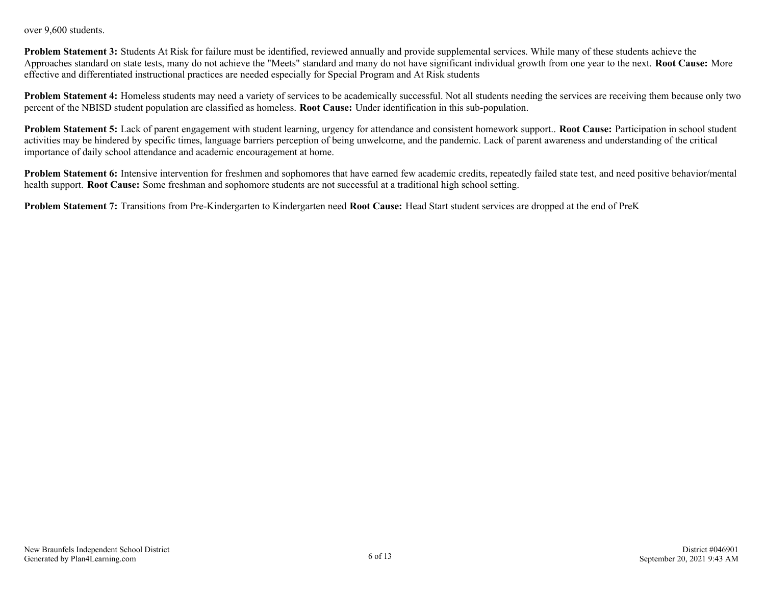over 9,600 students.

**Problem Statement 3:** Students At Risk for failure must be identified, reviewed annually and provide supplemental services. While many of these students achieve the Approaches standard on state tests, many do not achieve the "Meets" standard and many do not have significant individual growth from one year to the next. **Root Cause:** More effective and differentiated instructional practices are needed especially for Special Program and At Risk students

**Problem Statement 4:** Homeless students may need a variety of services to be academically successful. Not all students needing the services are receiving them because only two percent of the NBISD student population are classified as homeless. **Root Cause:** Under identification in this sub-population.

**Problem Statement 5:** Lack of parent engagement with student learning, urgency for attendance and consistent homework support.. **Root Cause:** Participation in school student activities may be hindered by specific times, language barriers perception of being unwelcome, and the pandemic. Lack of parent awareness and understanding of the critical importance of daily school attendance and academic encouragement at home.

**Problem Statement 6:** Intensive intervention for freshmen and sophomores that have earned few academic credits, repeatedly failed state test, and need positive behavior/mental health support. **Root Cause:** Some freshman and sophomore students are not successful at a traditional high school setting.

**Problem Statement 7:** Transitions from Pre-Kindergarten to Kindergarten need **Root Cause:** Head Start student services are dropped at the end of PreK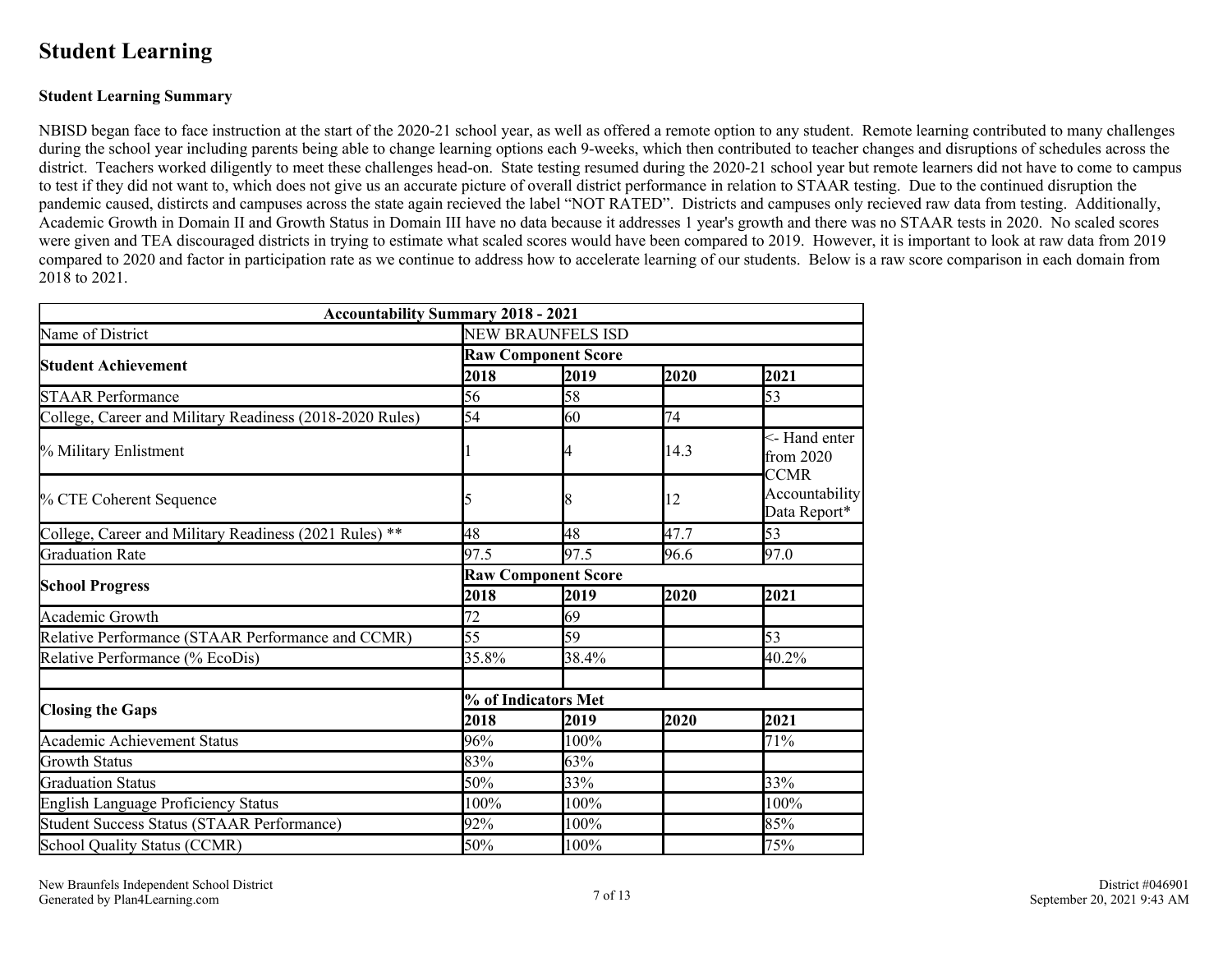# Student Learning

**Student Learning Summary**

NBISD began face to face instruction at the start of the 2020-21 school year, as well as offered a remote option to any student. Remote learning contributed to many challenges during the school year including parents being able to change learning options each 9-weeks, which then contributed to teacher changes and disruptions of schedules across the district. Teachers worked diligently to meet these challenges head-on. State testing resumed during the 2020-21 school year but remote learners did not have to come to campus to test if they did not want to, which does not give us an accurate picture of overall district performance in relation to STAAR testing. Due to the continued disruption the pandemic caused, distircts and campuses across the state again recieved the label "NOT RATED". Districts and campuses only recieved raw data from testing. Additionally, Academic Growth in Domain II and Growth Status in Domain III have no data because it addresses 1 year's growth and there was no STAAR tests in 2020. No scaled scores were given and TEA discouraged districts in trying to estimate what scaled scores would have been compared to 2019. However, it is important to look at raw data from 2019 compared to 2020 and factor in participation rate as we continue to address how to accelerate learning of our students. Below is a raw score comparison in each domain from 2018 to 2021.

| Accountability Summary 2018 - 2021 | | | | |
|---|---|---|---|---|
| Name of District | NEW BRAUNFELS ISD | | | |
| **Student Achievement** | **Raw Component Score** | | | |
| | **2018** | **2019** | **2020** | **2021** |
| STAAR Performance | 56 | 58 | | 53 |
| College, Career and Military Readiness (2018-2020 Rules) | 54 | 60 | 74 | |
| % Military Enlistment | 1 | 4 | 14.3 | <- Hand enter from 2020 CCMR Accountability Data Report* |
| % CTE Coherent Sequence | 5 | 8 | 12 | |
| College, Career and Military Readiness (2021 Rules) ** | 48 | 48 | 47.7 | 53 |
| Graduation Rate | 97.5 | 97.5 | 96.6 | 97.0 |
| **School Progress** | **Raw Component Score** | | | |
| | **2018** | **2019** | **2020** | **2021** |
| Academic Growth | 72 | 69 | | |
| Relative Performance (STAAR Performance and CCMR) | 55 | 59 | | 53 |
| Relative Performance (% EcoDis) | 35.8% | 38.4% | | 40.2% |
| | | | | |
| **Closing the Gaps** | **% of Indicators Met** | | | |
| | **2018** | **2019** | **2020** | **2021** |
| Academic Achievement Status | 96% | 100% | | 71% |
| Growth Status | 83% | 63% | | |
| Graduation Status | 50% | 33% | | 33% |
| English Language Proficiency Status | 100% | 100% | | 100% |
| Student Success Status (STAAR Performance) | 92% | 100% | | 85% |
| School Quality Status (CCMR) | 50% | 100% | | 75% |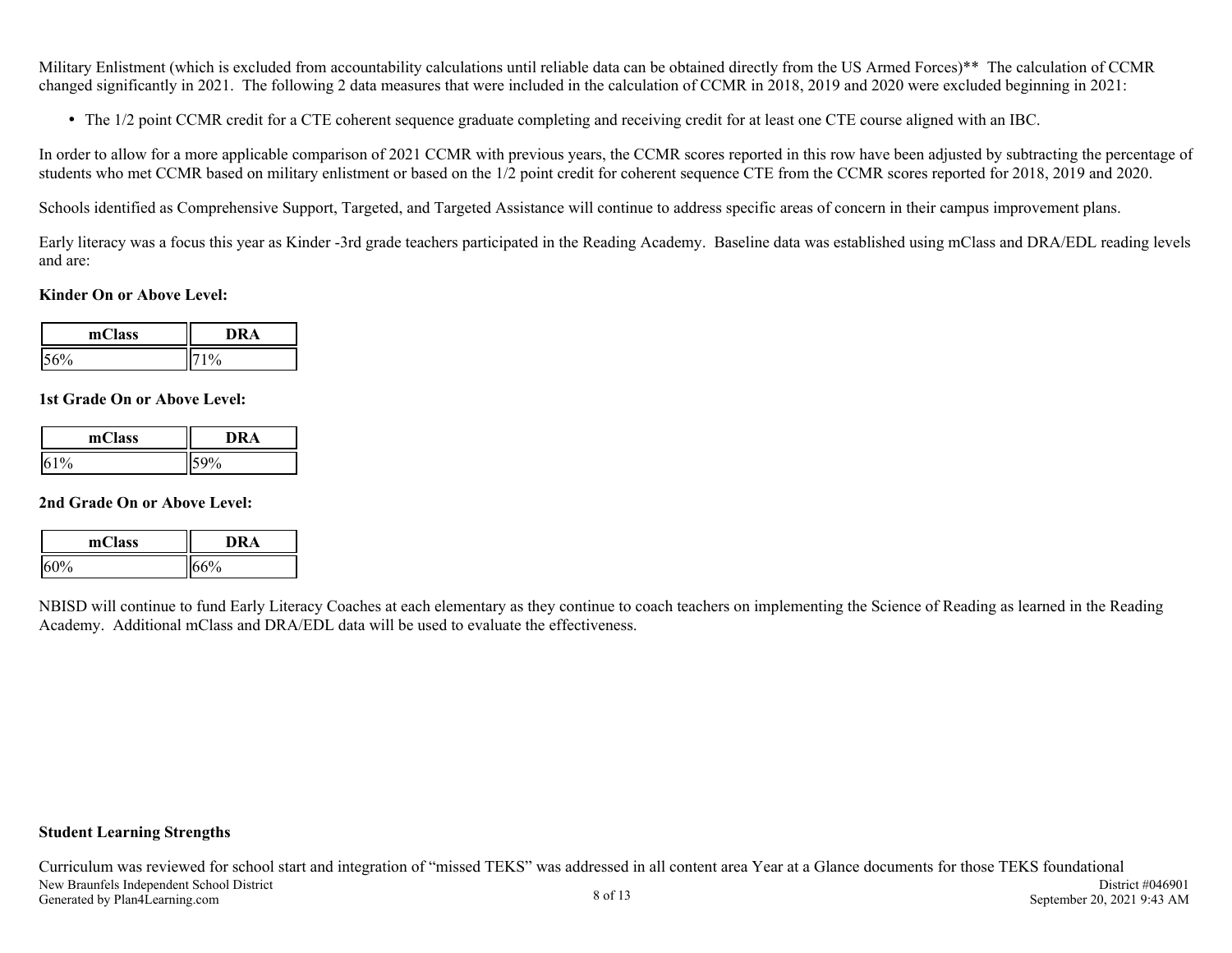Military Enlistment (which is excluded from accountability calculations until reliable data can be obtained directly from the US Armed Forces)** The calculation of CCMR changed significantly in 2021. The following 2 data measures that were included in the calculation of CCMR in 2018, 2019 and 2020 were excluded beginning in 2021:

- The 1/2 point CCMR credit for a CTE coherent sequence graduate completing and receiving credit for at least one CTE course aligned with an IBC.

In order to allow for a more applicable comparison of 2021 CCMR with previous years, the CCMR scores reported in this row have been adjusted by subtracting the percentage of students who met CCMR based on military enlistment or based on the 1/2 point credit for coherent sequence CTE from the CCMR scores reported for 2018, 2019 and 2020.

Schools identified as Comprehensive Support, Targeted, and Targeted Assistance will continue to address specific areas of concern in their campus improvement plans.

Early literacy was a focus this year as Kinder -3rd grade teachers participated in the Reading Academy. Baseline data was established using mClass and DRA/EDL reading levels and are:

**Kinder On or Above Level:**

| mClass | DRA |
|---|---|
| 56% | 71% |

**1st Grade On or Above Level:**

| mClass | DRA |
|---|---|
| 61% | 59% |

**2nd Grade On or Above Level:**

| mClass | DRA |
|---|---|
| 60% | 66% |

NBISD will continue to fund Early Literacy Coaches at each elementary as they continue to coach teachers on implementing the Science of Reading as learned in the Reading Academy. Additional mClass and DRA/EDL data will be used to evaluate the effectiveness.

**Student Learning Strengths**

Curriculum was reviewed for school start and integration of "missed TEKS" was addressed in all content area Year at a Glance documents for those TEKS foundational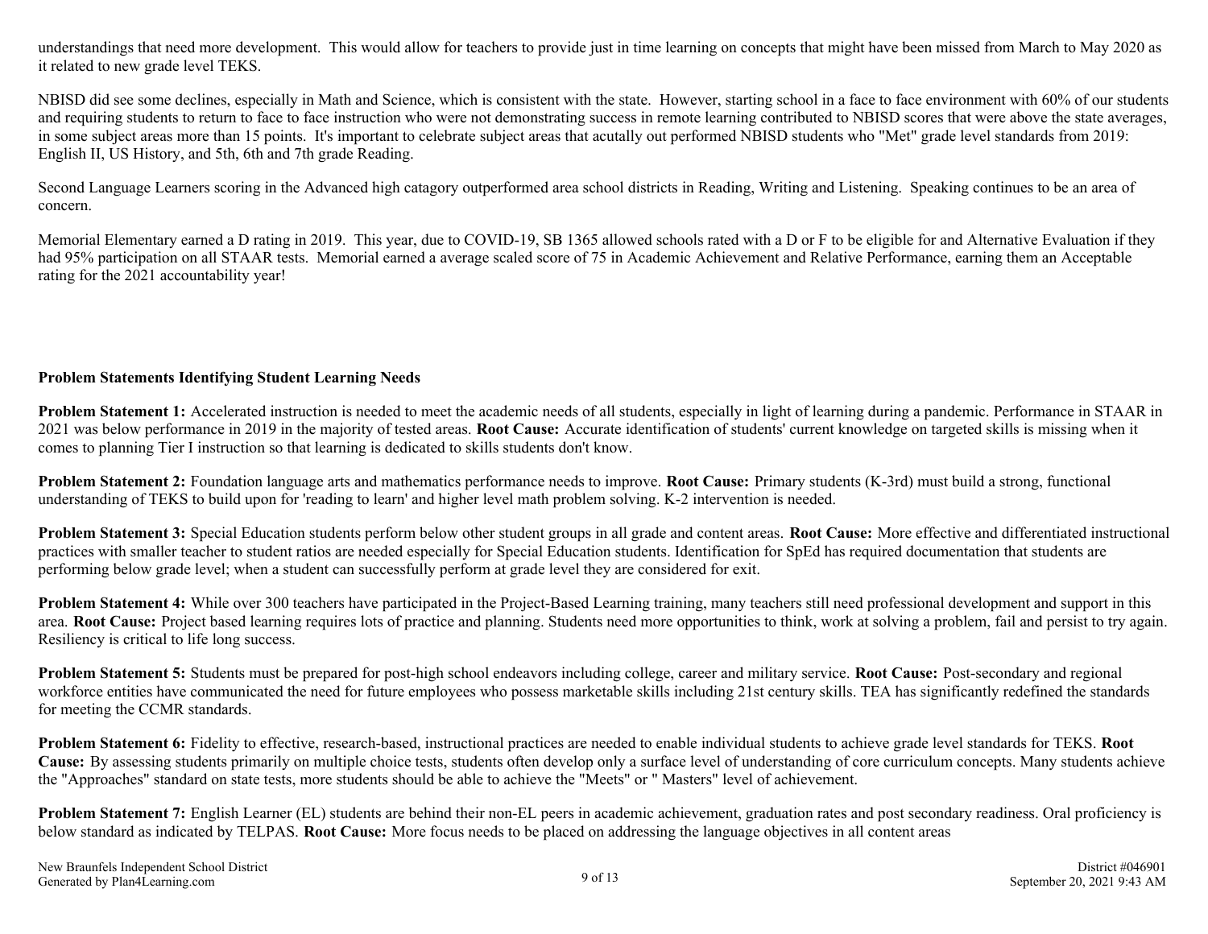understandings that need more development. This would allow for teachers to provide just in time learning on concepts that might have been missed from March to May 2020 as it related to new grade level TEKS.

NBISD did see some declines, especially in Math and Science, which is consistent with the state. However, starting school in a face to face environment with 60% of our students and requiring students to return to face to face instruction who were not demonstrating success in remote learning contributed to NBISD scores that were above the state averages, in some subject areas more than 15 points. It's important to celebrate subject areas that acutally out performed NBISD students who "Met" grade level standards from 2019: English II, US History, and 5th, 6th and 7th grade Reading.

Second Language Learners scoring in the Advanced high catagory outperformed area school districts in Reading, Writing and Listening. Speaking continues to be an area of concern.

Memorial Elementary earned a D rating in 2019. This year, due to COVID-19, SB 1365 allowed schools rated with a D or F to be eligible for and Alternative Evaluation if they had 95% participation on all STAAR tests. Memorial earned a average scaled score of 75 in Academic Achievement and Relative Performance, earning them an Acceptable rating for the 2021 accountability year!

## Problem Statements Identifying Student Learning Needs

**Problem Statement 1:** Accelerated instruction is needed to meet the academic needs of all students, especially in light of learning during a pandemic. Performance in STAAR in 2021 was below performance in 2019 in the majority of tested areas. **Root Cause:** Accurate identification of students' current knowledge on targeted skills is missing when it comes to planning Tier I instruction so that learning is dedicated to skills students don't know.

**Problem Statement 2:** Foundation language arts and mathematics performance needs to improve. **Root Cause:** Primary students (K-3rd) must build a strong, functional understanding of TEKS to build upon for 'reading to learn' and higher level math problem solving. K-2 intervention is needed.

**Problem Statement 3:** Special Education students perform below other student groups in all grade and content areas. **Root Cause:** More effective and differentiated instructional practices with smaller teacher to student ratios are needed especially for Special Education students. Identification for SpEd has required documentation that students are performing below grade level; when a student can successfully perform at grade level they are considered for exit.

**Problem Statement 4:** While over 300 teachers have participated in the Project-Based Learning training, many teachers still need professional development and support in this area. **Root Cause:** Project based learning requires lots of practice and planning. Students need more opportunities to think, work at solving a problem, fail and persist to try again. Resiliency is critical to life long success.

**Problem Statement 5:** Students must be prepared for post-high school endeavors including college, career and military service. **Root Cause:** Post-secondary and regional workforce entities have communicated the need for future employees who possess marketable skills including 21st century skills. TEA has significantly redefined the standards for meeting the CCMR standards.

**Problem Statement 6:** Fidelity to effective, research-based, instructional practices are needed to enable individual students to achieve grade level standards for TEKS. **Root Cause:** By assessing students primarily on multiple choice tests, students often develop only a surface level of understanding of core curriculum concepts. Many students achieve the "Approaches" standard on state tests, more students should be able to achieve the "Meets" or " Masters" level of achievement.

**Problem Statement 7:** English Learner (EL) students are behind their non-EL peers in academic achievement, graduation rates and post secondary readiness. Oral proficiency is below standard as indicated by TELPAS. **Root Cause:** More focus needs to be placed on addressing the language objectives in all content areas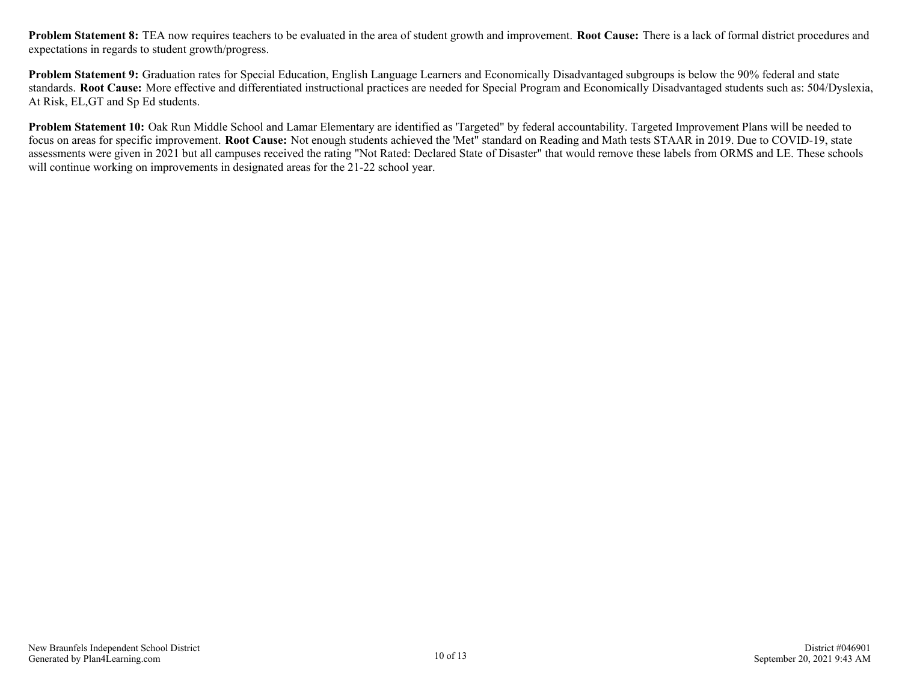**Problem Statement 8:** TEA now requires teachers to be evaluated in the area of student growth and improvement. **Root Cause:** There is a lack of formal district procedures and expectations in regards to student growth/progress.

**Problem Statement 9:** Graduation rates for Special Education, English Language Learners and Economically Disadvantaged subgroups is below the 90% federal and state standards. **Root Cause:** More effective and differentiated instructional practices are needed for Special Program and Economically Disadvantaged students such as: 504/Dyslexia, At Risk, EL,GT and Sp Ed students.

**Problem Statement 10:** Oak Run Middle School and Lamar Elementary are identified as 'Targeted" by federal accountability. Targeted Improvement Plans will be needed to focus on areas for specific improvement. **Root Cause:** Not enough students achieved the 'Met" standard on Reading and Math tests STAAR in 2019. Due to COVID-19, state assessments were given in 2021 but all campuses received the rating "Not Rated: Declared State of Disaster" that would remove these labels from ORMS and LE. These schools will continue working on improvements in designated areas for the 21-22 school year.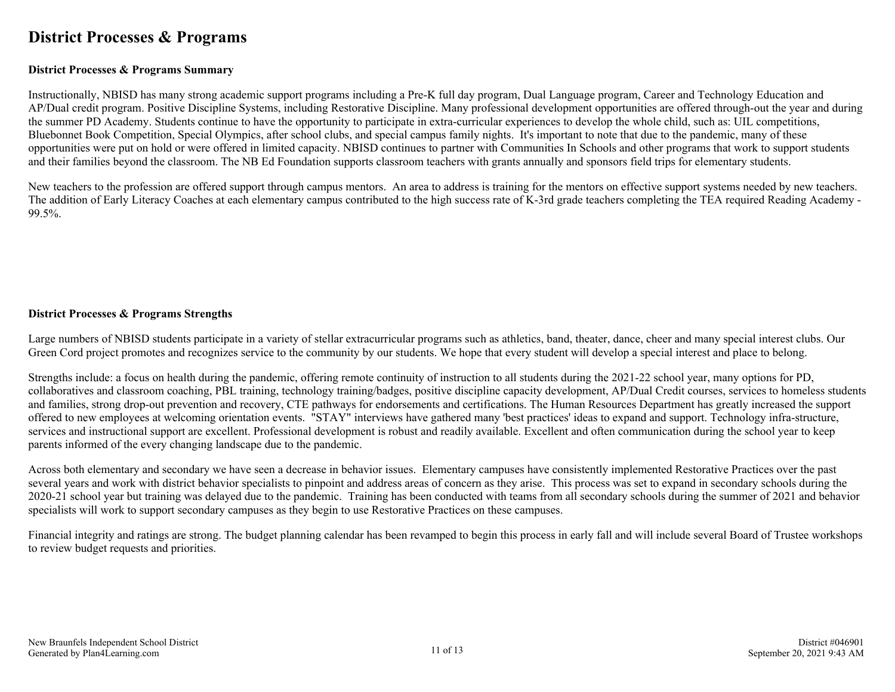# District Processes & Programs

**District Processes & Programs Summary**

Instructionally, NBISD has many strong academic support programs including a Pre-K full day program, Dual Language program, Career and Technology Education and AP/Dual credit program. Positive Discipline Systems, including Restorative Discipline. Many professional development opportunities are offered through-out the year and during the summer PD Academy. Students continue to have the opportunity to participate in extra-curricular experiences to develop the whole child, such as: UIL competitions, Bluebonnet Book Competition, Special Olympics, after school clubs, and special campus family nights. It's important to note that due to the pandemic, many of these opportunities were put on hold or were offered in limited capacity. NBISD continues to partner with Communities In Schools and other programs that work to support students and their families beyond the classroom. The NB Ed Foundation supports classroom teachers with grants annually and sponsors field trips for elementary students.

New teachers to the profession are offered support through campus mentors. An area to address is training for the mentors on effective support systems needed by new teachers. The addition of Early Literacy Coaches at each elementary campus contributed to the high success rate of K-3rd grade teachers completing the TEA required Reading Academy - 99.5%.

**District Processes & Programs Strengths**

Large numbers of NBISD students participate in a variety of stellar extracurricular programs such as athletics, band, theater, dance, cheer and many special interest clubs. Our Green Cord project promotes and recognizes service to the community by our students. We hope that every student will develop a special interest and place to belong.

Strengths include: a focus on health during the pandemic, offering remote continuity of instruction to all students during the 2021-22 school year, many options for PD, collaboratives and classroom coaching, PBL training, technology training/badges, positive discipline capacity development, AP/Dual Credit courses, services to homeless students and families, strong drop-out prevention and recovery, CTE pathways for endorsements and certifications. The Human Resources Department has greatly increased the support offered to new employees at welcoming orientation events. "STAY" interviews have gathered many 'best practices' ideas to expand and support. Technology infra-structure, services and instructional support are excellent. Professional development is robust and readily available. Excellent and often communication during the school year to keep parents informed of the every changing landscape due to the pandemic.

Across both elementary and secondary we have seen a decrease in behavior issues. Elementary campuses have consistently implemented Restorative Practices over the past several years and work with district behavior specialists to pinpoint and address areas of concern as they arise. This process was set to expand in secondary schools during the 2020-21 school year but training was delayed due to the pandemic. Training has been conducted with teams from all secondary schools during the summer of 2021 and behavior specialists will work to support secondary campuses as they begin to use Restorative Practices on these campuses.

Financial integrity and ratings are strong. The budget planning calendar has been revamped to begin this process in early fall and will include several Board of Trustee workshops to review budget requests and priorities.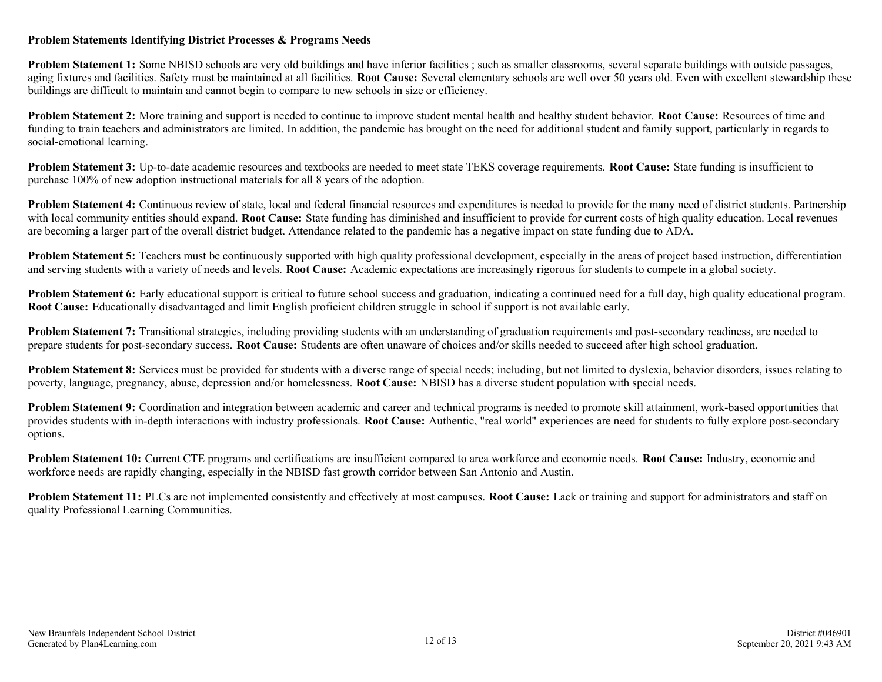**Problem Statements Identifying District Processes & Programs Needs**

**Problem Statement 1:** Some NBISD schools are very old buildings and have inferior facilities ; such as smaller classrooms, several separate buildings with outside passages, aging fixtures and facilities. Safety must be maintained at all facilities. **Root Cause:** Several elementary schools are well over 50 years old. Even with excellent stewardship these buildings are difficult to maintain and cannot begin to compare to new schools in size or efficiency.

**Problem Statement 2:** More training and support is needed to continue to improve student mental health and healthy student behavior. **Root Cause:** Resources of time and funding to train teachers and administrators are limited. In addition, the pandemic has brought on the need for additional student and family support, particularly in regards to social-emotional learning.

**Problem Statement 3:** Up-to-date academic resources and textbooks are needed to meet state TEKS coverage requirements. **Root Cause:** State funding is insufficient to purchase 100% of new adoption instructional materials for all 8 years of the adoption.

**Problem Statement 4:** Continuous review of state, local and federal financial resources and expenditures is needed to provide for the many need of district students. Partnership with local community entities should expand. **Root Cause:** State funding has diminished and insufficient to provide for current costs of high quality education. Local revenues are becoming a larger part of the overall district budget. Attendance related to the pandemic has a negative impact on state funding due to ADA.

**Problem Statement 5:** Teachers must be continuously supported with high quality professional development, especially in the areas of project based instruction, differentiation and serving students with a variety of needs and levels. **Root Cause:** Academic expectations are increasingly rigorous for students to compete in a global society.

**Problem Statement 6:** Early educational support is critical to future school success and graduation, indicating a continued need for a full day, high quality educational program. **Root Cause:** Educationally disadvantaged and limit English proficient children struggle in school if support is not available early.

**Problem Statement 7:** Transitional strategies, including providing students with an understanding of graduation requirements and post-secondary readiness, are needed to prepare students for post-secondary success. **Root Cause:** Students are often unaware of choices and/or skills needed to succeed after high school graduation.

**Problem Statement 8:** Services must be provided for students with a diverse range of special needs; including, but not limited to dyslexia, behavior disorders, issues relating to poverty, language, pregnancy, abuse, depression and/or homelessness. **Root Cause:** NBISD has a diverse student population with special needs.

**Problem Statement 9:** Coordination and integration between academic and career and technical programs is needed to promote skill attainment, work-based opportunities that provides students with in-depth interactions with industry professionals. **Root Cause:** Authentic, "real world" experiences are need for students to fully explore post-secondary options.

**Problem Statement 10:** Current CTE programs and certifications are insufficient compared to area workforce and economic needs. **Root Cause:** Industry, economic and workforce needs are rapidly changing, especially in the NBISD fast growth corridor between San Antonio and Austin.

**Problem Statement 11:** PLCs are not implemented consistently and effectively at most campuses. **Root Cause:** Lack or training and support for administrators and staff on quality Professional Learning Communities.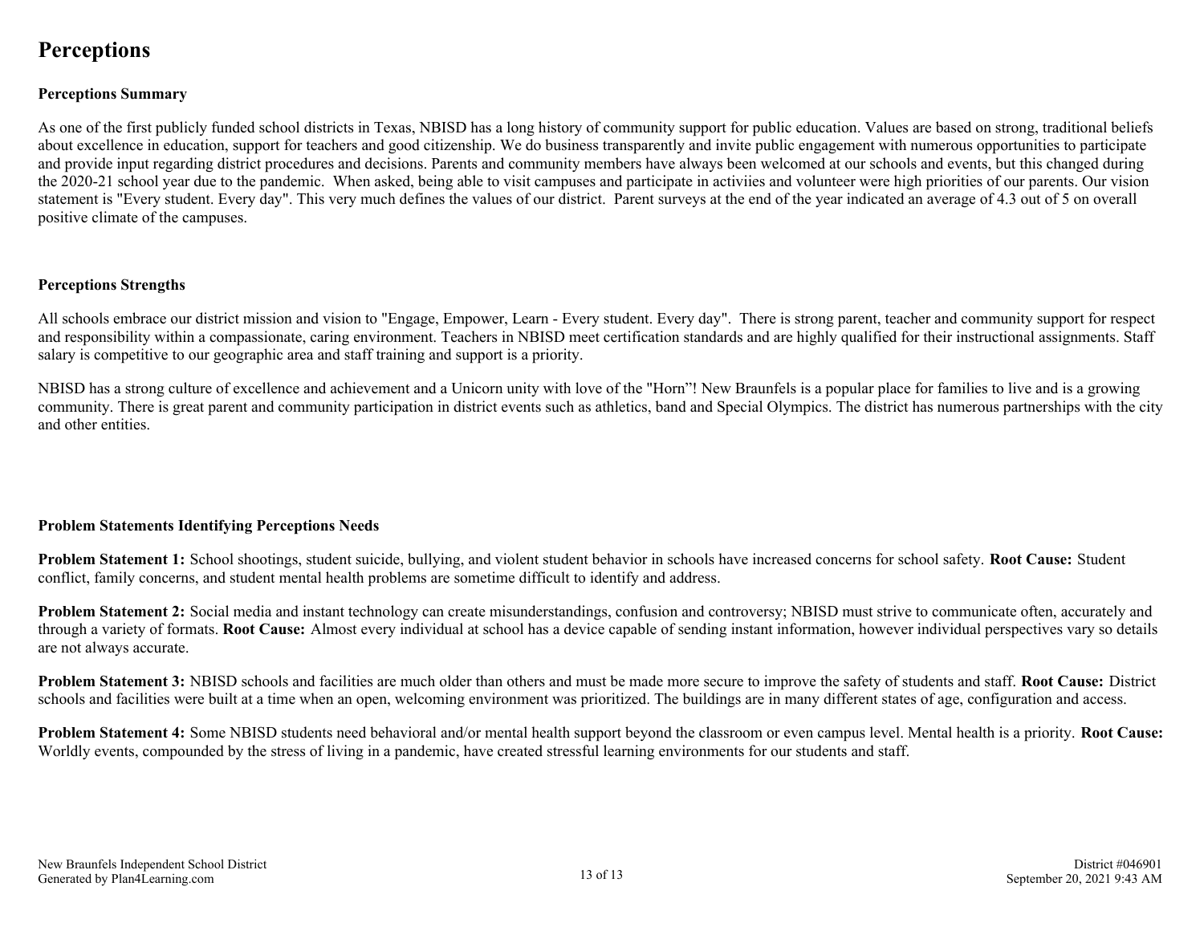# Perceptions

## Perceptions Summary

As one of the first publicly funded school districts in Texas, NBISD has a long history of community support for public education. Values are based on strong, traditional beliefs about excellence in education, support for teachers and good citizenship. We do business transparently and invite public engagement with numerous opportunities to participate and provide input regarding district procedures and decisions. Parents and community members have always been welcomed at our schools and events, but this changed during the 2020-21 school year due to the pandemic. When asked, being able to visit campuses and participate in activiies and volunteer were high priorities of our parents. Our vision statement is "Every student. Every day". This very much defines the values of our district. Parent surveys at the end of the year indicated an average of 4.3 out of 5 on overall positive climate of the campuses.

## Perceptions Strengths

All schools embrace our district mission and vision to "Engage, Empower, Learn - Every student. Every day". There is strong parent, teacher and community support for respect and responsibility within a compassionate, caring environment. Teachers in NBISD meet certification standards and are highly qualified for their instructional assignments. Staff salary is competitive to our geographic area and staff training and support is a priority.

NBISD has a strong culture of excellence and achievement and a Unicorn unity with love of the "Horn"! New Braunfels is a popular place for families to live and is a growing community. There is great parent and community participation in district events such as athletics, band and Special Olympics. The district has numerous partnerships with the city and other entities.

## Problem Statements Identifying Perceptions Needs

**Problem Statement 1:** School shootings, student suicide, bullying, and violent student behavior in schools have increased concerns for school safety. **Root Cause:** Student conflict, family concerns, and student mental health problems are sometime difficult to identify and address.

**Problem Statement 2:** Social media and instant technology can create misunderstandings, confusion and controversy; NBISD must strive to communicate often, accurately and through a variety of formats. **Root Cause:** Almost every individual at school has a device capable of sending instant information, however individual perspectives vary so details are not always accurate.

**Problem Statement 3:** NBISD schools and facilities are much older than others and must be made more secure to improve the safety of students and staff. **Root Cause:** District schools and facilities were built at a time when an open, welcoming environment was prioritized. The buildings are in many different states of age, configuration and access.

**Problem Statement 4:** Some NBISD students need behavioral and/or mental health support beyond the classroom or even campus level. Mental health is a priority. **Root Cause:** Worldly events, compounded by the stress of living in a pandemic, have created stressful learning environments for our students and staff.